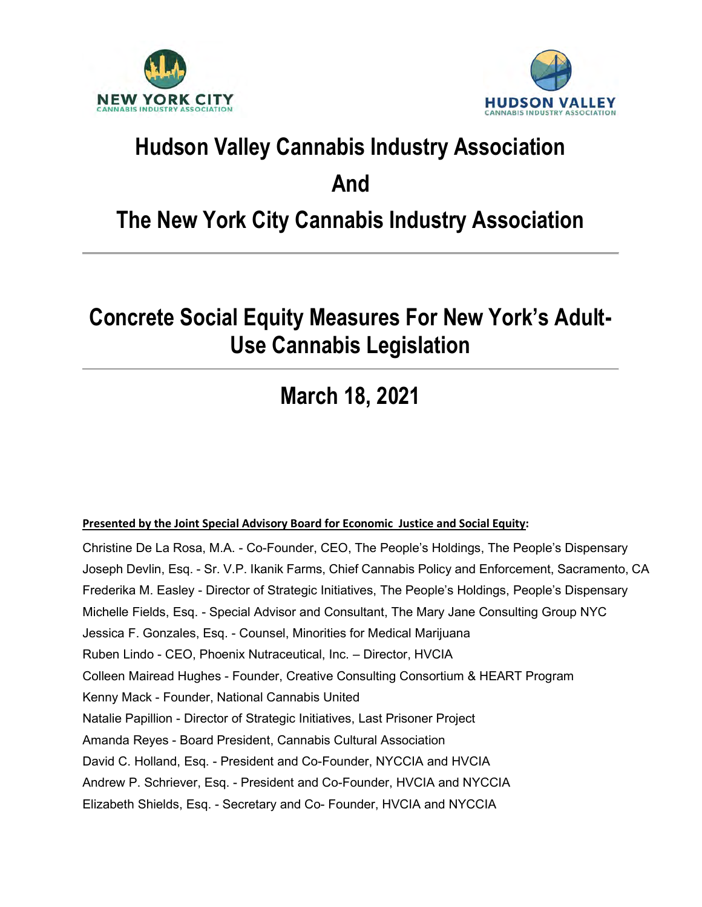NEW YORK CITY
CANNABIS INDUSTRY ASSOCIATION

HUDSON VALLEY
CANNABIS INDUSTRY ASSOCIATION

# Hudson Valley Cannabis Industry Association

# And

# The New York City Cannabis Industry Association

---

# Concrete Social Equity Measures For New York's Adult-Use Cannabis Legislation

---

## March 18, 2021

**<u>Presented by the Joint Special Advisory Board for Economic Justice and Social Equity</u>:**

Christine De La Rosa, M.A. - Co-Founder, CEO, The People's Holdings, The People's Dispensary
Joseph Devlin, Esq. - Sr. V.P. Ikanik Farms, Chief Cannabis Policy and Enforcement, Sacramento, CA
Frederika M. Easley - Director of Strategic Initiatives, The People's Holdings, People's Dispensary
Michelle Fields, Esq. - Special Advisor and Consultant, The Mary Jane Consulting Group NYC
Jessica F. Gonzales, Esq. - Counsel, Minorities for Medical Marijuana
Ruben Lindo - CEO, Phoenix Nutraceutical, Inc. – Director, HVCIA
Colleen Mairead Hughes - Founder, Creative Consulting Consortium & HEART Program
Kenny Mack - Founder, National Cannabis United
Natalie Papillion - Director of Strategic Initiatives, Last Prisoner Project
Amanda Reyes - Board President, Cannabis Cultural Association
David C. Holland, Esq. - President and Co-Founder, NYCCIA and HVCIA
Andrew P. Schriever, Esq. - President and Co-Founder, HVCIA and NYCCIA
Elizabeth Shields, Esq. - Secretary and Co- Founder, HVCIA and NYCCIA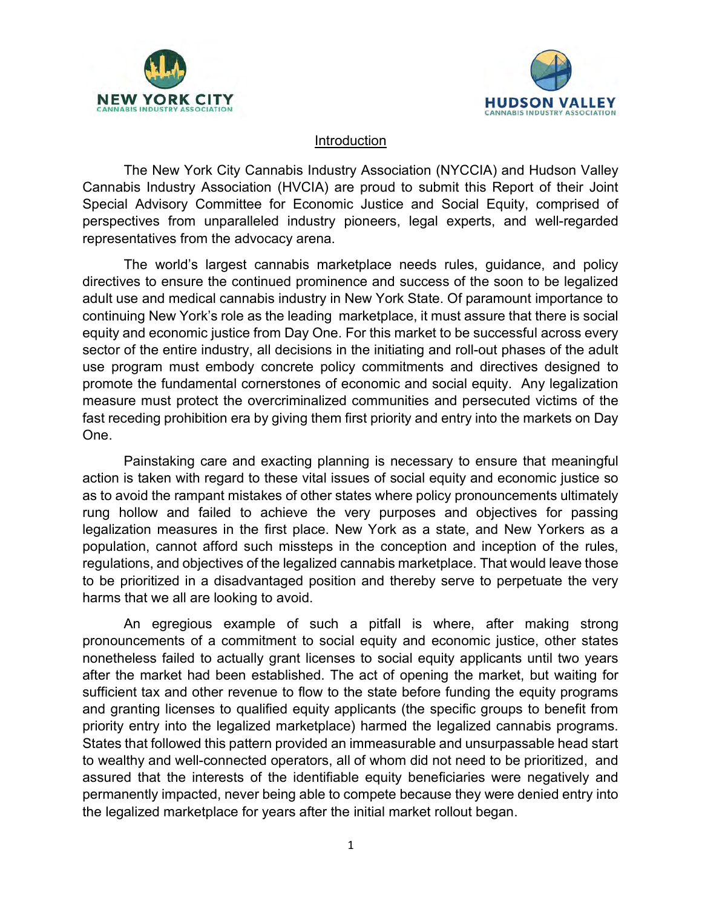NEW YORK CITY CANNABIS INDUSTRY ASSOCIATION

HUDSON VALLEY CANNABIS INDUSTRY ASSOCIATION

## Introduction

The New York City Cannabis Industry Association (NYCCIA) and Hudson Valley Cannabis Industry Association (HVCIA) are proud to submit this Report of their Joint Special Advisory Committee for Economic Justice and Social Equity, comprised of perspectives from unparalleled industry pioneers, legal experts, and well-regarded representatives from the advocacy arena.

The world's largest cannabis marketplace needs rules, guidance, and policy directives to ensure the continued prominence and success of the soon to be legalized adult use and medical cannabis industry in New York State. Of paramount importance to continuing New York's role as the leading marketplace, it must assure that there is social equity and economic justice from Day One. For this market to be successful across every sector of the entire industry, all decisions in the initiating and roll-out phases of the adult use program must embody concrete policy commitments and directives designed to promote the fundamental cornerstones of economic and social equity. Any legalization measure must protect the overcriminalized communities and persecuted victims of the fast receding prohibition era by giving them first priority and entry into the markets on Day One.

Painstaking care and exacting planning is necessary to ensure that meaningful action is taken with regard to these vital issues of social equity and economic justice so as to avoid the rampant mistakes of other states where policy pronouncements ultimately rung hollow and failed to achieve the very purposes and objectives for passing legalization measures in the first place. New York as a state, and New Yorkers as a population, cannot afford such missteps in the conception and inception of the rules, regulations, and objectives of the legalized cannabis marketplace. That would leave those to be prioritized in a disadvantaged position and thereby serve to perpetuate the very harms that we all are looking to avoid.

An egregious example of such a pitfall is where, after making strong pronouncements of a commitment to social equity and economic justice, other states nonetheless failed to actually grant licenses to social equity applicants until two years after the market had been established. The act of opening the market, but waiting for sufficient tax and other revenue to flow to the state before funding the equity programs and granting licenses to qualified equity applicants (the specific groups to benefit from priority entry into the legalized marketplace) harmed the legalized cannabis programs. States that followed this pattern provided an immeasurable and unsurpassable head start to wealthy and well-connected operators, all of whom did not need to be prioritized, and assured that the interests of the identifiable equity beneficiaries were negatively and permanently impacted, never being able to compete because they were denied entry into the legalized marketplace for years after the initial market rollout began.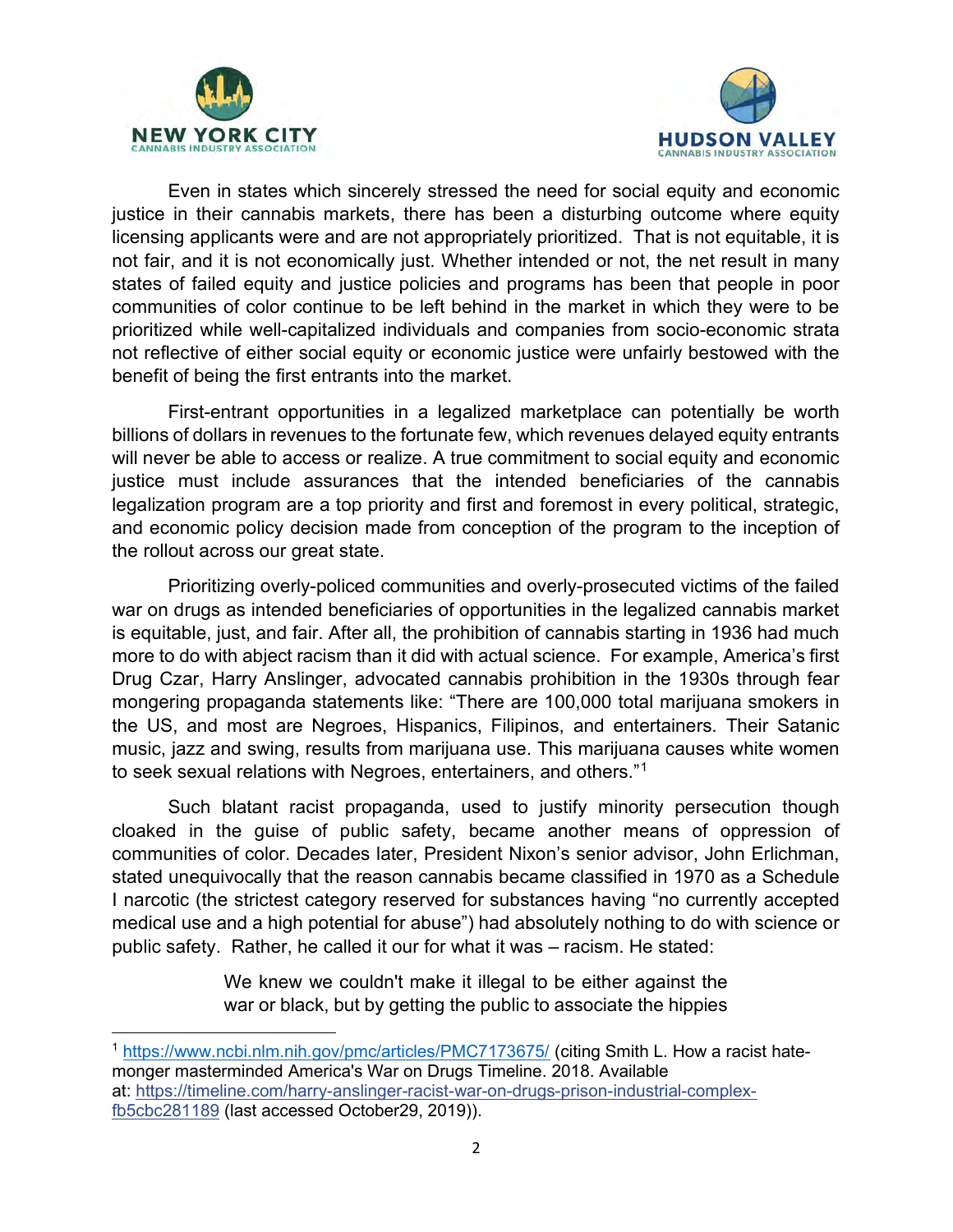Even in states which sincerely stressed the need for social equity and economic justice in their cannabis markets, there has been a disturbing outcome where equity licensing applicants were and are not appropriately prioritized. That is not equitable, it is not fair, and it is not economically just. Whether intended or not, the net result in many states of failed equity and justice policies and programs has been that people in poor communities of color continue to be left behind in the market in which they were to be prioritized while well-capitalized individuals and companies from socio-economic strata not reflective of either social equity or economic justice were unfairly bestowed with the benefit of being the first entrants into the market.

First-entrant opportunities in a legalized marketplace can potentially be worth billions of dollars in revenues to the fortunate few, which revenues delayed equity entrants will never be able to access or realize. A true commitment to social equity and economic justice must include assurances that the intended beneficiaries of the cannabis legalization program are a top priority and first and foremost in every political, strategic, and economic policy decision made from conception of the program to the inception of the rollout across our great state.

Prioritizing overly-policed communities and overly-prosecuted victims of the failed war on drugs as intended beneficiaries of opportunities in the legalized cannabis market is equitable, just, and fair. After all, the prohibition of cannabis starting in 1936 had much more to do with abject racism than it did with actual science. For example, America's first Drug Czar, Harry Anslinger, advocated cannabis prohibition in the 1930s through fear mongering propaganda statements like: "There are 100,000 total marijuana smokers in the US, and most are Negroes, Hispanics, Filipinos, and entertainers. Their Satanic music, jazz and swing, results from marijuana use. This marijuana causes white women to seek sexual relations with Negroes, entertainers, and others."[1]

Such blatant racist propaganda, used to justify minority persecution though cloaked in the guise of public safety, became another means of oppression of communities of color. Decades later, President Nixon's senior advisor, John Erlichman, stated unequivocally that the reason cannabis became classified in 1970 as a Schedule I narcotic (the strictest category reserved for substances having "no currently accepted medical use and a high potential for abuse") had absolutely nothing to do with science or public safety. Rather, he called it our for what it was – racism. He stated:

> We knew we couldn't make it illegal to be either against the war or black, but by getting the public to associate the hippies

---

[1] https://www.ncbi.nlm.nih.gov/pmc/articles/PMC7173675/ (citing Smith L. How a racist hate-monger masterminded America's War on Drugs Timeline. 2018. Available at: https://timeline.com/harry-anslinger-racist-war-on-drugs-prison-industrial-complex-fb5cbc281189 (last accessed October29, 2019)).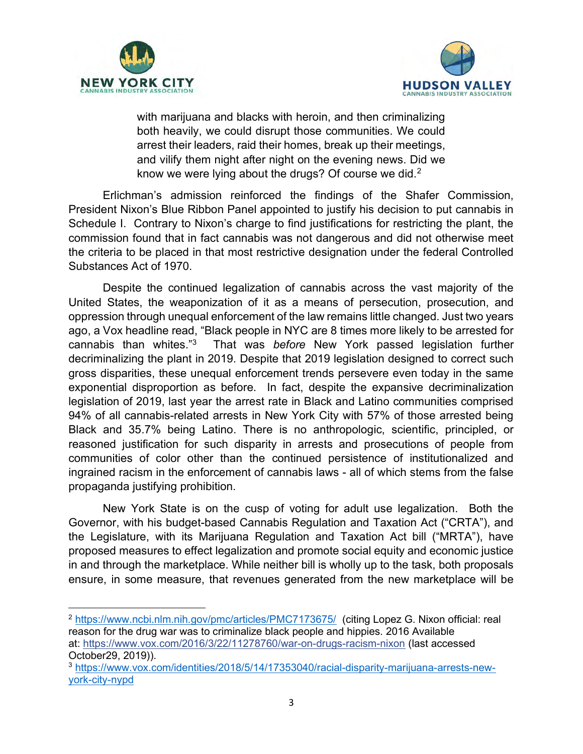> with marijuana and blacks with heroin, and then criminalizing both heavily, we could disrupt those communities. We could arrest their leaders, raid their homes, break up their meetings, and vilify them night after night on the evening news. Did we know we were lying about the drugs? Of course we did.[2]

Erlichman's admission reinforced the findings of the Shafer Commission, President Nixon's Blue Ribbon Panel appointed to justify his decision to put cannabis in Schedule I. Contrary to Nixon's charge to find justifications for restricting the plant, the commission found that in fact cannabis was not dangerous and did not otherwise meet the criteria to be placed in that most restrictive designation under the federal Controlled Substances Act of 1970.

Despite the continued legalization of cannabis across the vast majority of the United States, the weaponization of it as a means of persecution, prosecution, and oppression through unequal enforcement of the law remains little changed. Just two years ago, a Vox headline read, "Black people in NYC are 8 times more likely to be arrested for cannabis than whites."[3] That was *before* New York passed legislation further decriminalizing the plant in 2019. Despite that 2019 legislation designed to correct such gross disparities, these unequal enforcement trends persevere even today in the same exponential disproportion as before. In fact, despite the expansive decriminalization legislation of 2019, last year the arrest rate in Black and Latino communities comprised 94% of all cannabis-related arrests in New York City with 57% of those arrested being Black and 35.7% being Latino. There is no anthropologic, scientific, principled, or reasoned justification for such disparity in arrests and prosecutions of people from communities of color other than the continued persistence of institutionalized and ingrained racism in the enforcement of cannabis laws - all of which stems from the false propaganda justifying prohibition.

New York State is on the cusp of voting for adult use legalization. Both the Governor, with his budget-based Cannabis Regulation and Taxation Act ("CRTA"), and the Legislature, with its Marijuana Regulation and Taxation Act bill ("MRTA"), have proposed measures to effect legalization and promote social equity and economic justice in and through the marketplace. While neither bill is wholly up to the task, both proposals ensure, in some measure, that revenues generated from the new marketplace will be

---

[2] https://www.ncbi.nlm.nih.gov/pmc/articles/PMC7173675/ (citing Lopez G. Nixon official: real reason for the drug war was to criminalize black people and hippies. 2016 Available at: https://www.vox.com/2016/3/22/11278760/war-on-drugs-racism-nixon (last accessed October29, 2019)).

[3] https://www.vox.com/identities/2018/5/14/17353040/racial-disparity-marijuana-arrests-new-york-city-nypd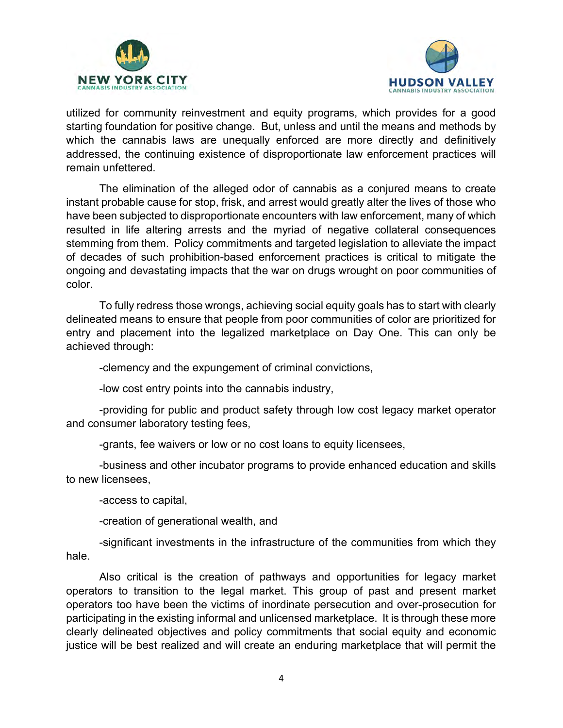utilized for community reinvestment and equity programs, which provides for a good starting foundation for positive change. But, unless and until the means and methods by which the cannabis laws are unequally enforced are more directly and definitively addressed, the continuing existence of disproportionate law enforcement practices will remain unfettered.

The elimination of the alleged odor of cannabis as a conjured means to create instant probable cause for stop, frisk, and arrest would greatly alter the lives of those who have been subjected to disproportionate encounters with law enforcement, many of which resulted in life altering arrests and the myriad of negative collateral consequences stemming from them. Policy commitments and targeted legislation to alleviate the impact of decades of such prohibition-based enforcement practices is critical to mitigate the ongoing and devastating impacts that the war on drugs wrought on poor communities of color.

To fully redress those wrongs, achieving social equity goals has to start with clearly delineated means to ensure that people from poor communities of color are prioritized for entry and placement into the legalized marketplace on Day One. This can only be achieved through:

-clemency and the expungement of criminal convictions,

-low cost entry points into the cannabis industry,

-providing for public and product safety through low cost legacy market operator and consumer laboratory testing fees,

-grants, fee waivers or low or no cost loans to equity licensees,

-business and other incubator programs to provide enhanced education and skills to new licensees,

-access to capital,

-creation of generational wealth, and

-significant investments in the infrastructure of the communities from which they hale.

Also critical is the creation of pathways and opportunities for legacy market operators to transition to the legal market. This group of past and present market operators too have been the victims of inordinate persecution and over-prosecution for participating in the existing informal and unlicensed marketplace. It is through these more clearly delineated objectives and policy commitments that social equity and economic justice will be best realized and will create an enduring marketplace that will permit the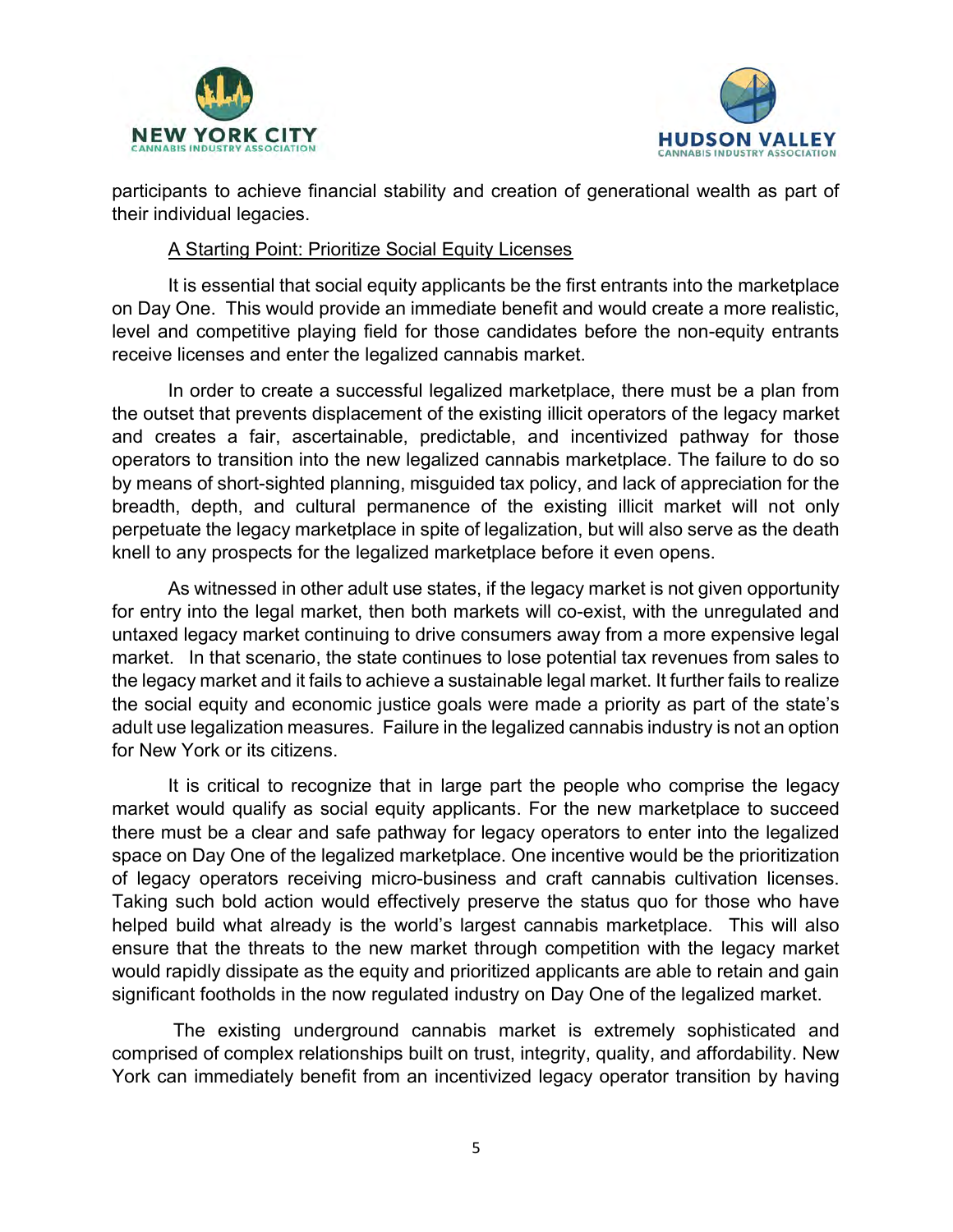participants to achieve financial stability and creation of generational wealth as part of their individual legacies.

<u>A Starting Point: Prioritize Social Equity Licenses</u>

It is essential that social equity applicants be the first entrants into the marketplace on Day One. This would provide an immediate benefit and would create a more realistic, level and competitive playing field for those candidates before the non-equity entrants receive licenses and enter the legalized cannabis market.

In order to create a successful legalized marketplace, there must be a plan from the outset that prevents displacement of the existing illicit operators of the legacy market and creates a fair, ascertainable, predictable, and incentivized pathway for those operators to transition into the new legalized cannabis marketplace. The failure to do so by means of short-sighted planning, misguided tax policy, and lack of appreciation for the breadth, depth, and cultural permanence of the existing illicit market will not only perpetuate the legacy marketplace in spite of legalization, but will also serve as the death knell to any prospects for the legalized marketplace before it even opens.

As witnessed in other adult use states, if the legacy market is not given opportunity for entry into the legal market, then both markets will co-exist, with the unregulated and untaxed legacy market continuing to drive consumers away from a more expensive legal market. In that scenario, the state continues to lose potential tax revenues from sales to the legacy market and it fails to achieve a sustainable legal market. It further fails to realize the social equity and economic justice goals were made a priority as part of the state's adult use legalization measures. Failure in the legalized cannabis industry is not an option for New York or its citizens.

It is critical to recognize that in large part the people who comprise the legacy market would qualify as social equity applicants. For the new marketplace to succeed there must be a clear and safe pathway for legacy operators to enter into the legalized space on Day One of the legalized marketplace. One incentive would be the prioritization of legacy operators receiving micro-business and craft cannabis cultivation licenses. Taking such bold action would effectively preserve the status quo for those who have helped build what already is the world's largest cannabis marketplace. This will also ensure that the threats to the new market through competition with the legacy market would rapidly dissipate as the equity and prioritized applicants are able to retain and gain significant footholds in the now regulated industry on Day One of the legalized market.

The existing underground cannabis market is extremely sophisticated and comprised of complex relationships built on trust, integrity, quality, and affordability. New York can immediately benefit from an incentivized legacy operator transition by having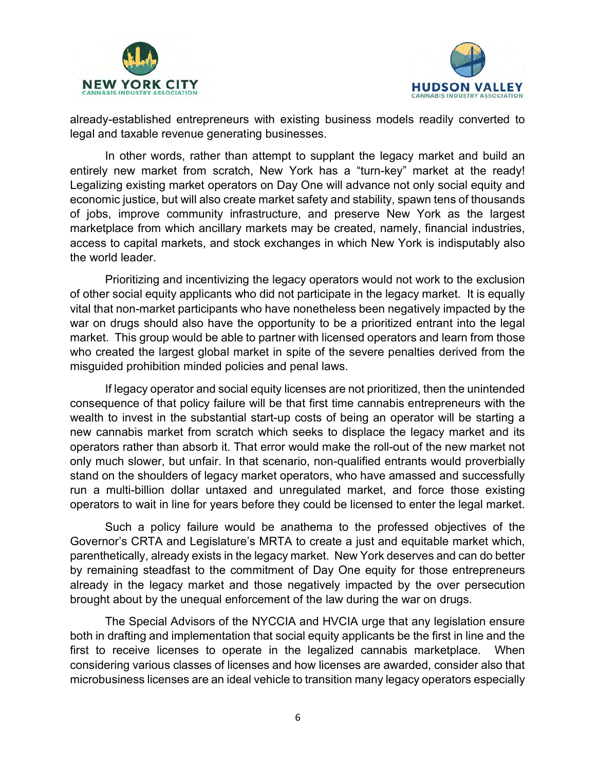already-established entrepreneurs with existing business models readily converted to legal and taxable revenue generating businesses.

In other words, rather than attempt to supplant the legacy market and build an entirely new market from scratch, New York has a "turn-key" market at the ready! Legalizing existing market operators on Day One will advance not only social equity and economic justice, but will also create market safety and stability, spawn tens of thousands of jobs, improve community infrastructure, and preserve New York as the largest marketplace from which ancillary markets may be created, namely, financial industries, access to capital markets, and stock exchanges in which New York is indisputably also the world leader.

Prioritizing and incentivizing the legacy operators would not work to the exclusion of other social equity applicants who did not participate in the legacy market. It is equally vital that non-market participants who have nonetheless been negatively impacted by the war on drugs should also have the opportunity to be a prioritized entrant into the legal market. This group would be able to partner with licensed operators and learn from those who created the largest global market in spite of the severe penalties derived from the misguided prohibition minded policies and penal laws.

If legacy operator and social equity licenses are not prioritized, then the unintended consequence of that policy failure will be that first time cannabis entrepreneurs with the wealth to invest in the substantial start-up costs of being an operator will be starting a new cannabis market from scratch which seeks to displace the legacy market and its operators rather than absorb it. That error would make the roll-out of the new market not only much slower, but unfair. In that scenario, non-qualified entrants would proverbially stand on the shoulders of legacy market operators, who have amassed and successfully run a multi-billion dollar untaxed and unregulated market, and force those existing operators to wait in line for years before they could be licensed to enter the legal market.

Such a policy failure would be anathema to the professed objectives of the Governor's CRTA and Legislature's MRTA to create a just and equitable market which, parenthetically, already exists in the legacy market. New York deserves and can do better by remaining steadfast to the commitment of Day One equity for those entrepreneurs already in the legacy market and those negatively impacted by the over persecution brought about by the unequal enforcement of the law during the war on drugs.

The Special Advisors of the NYCCIA and HVCIA urge that any legislation ensure both in drafting and implementation that social equity applicants be the first in line and the first to receive licenses to operate in the legalized cannabis marketplace. When considering various classes of licenses and how licenses are awarded, consider also that microbusiness licenses are an ideal vehicle to transition many legacy operators especially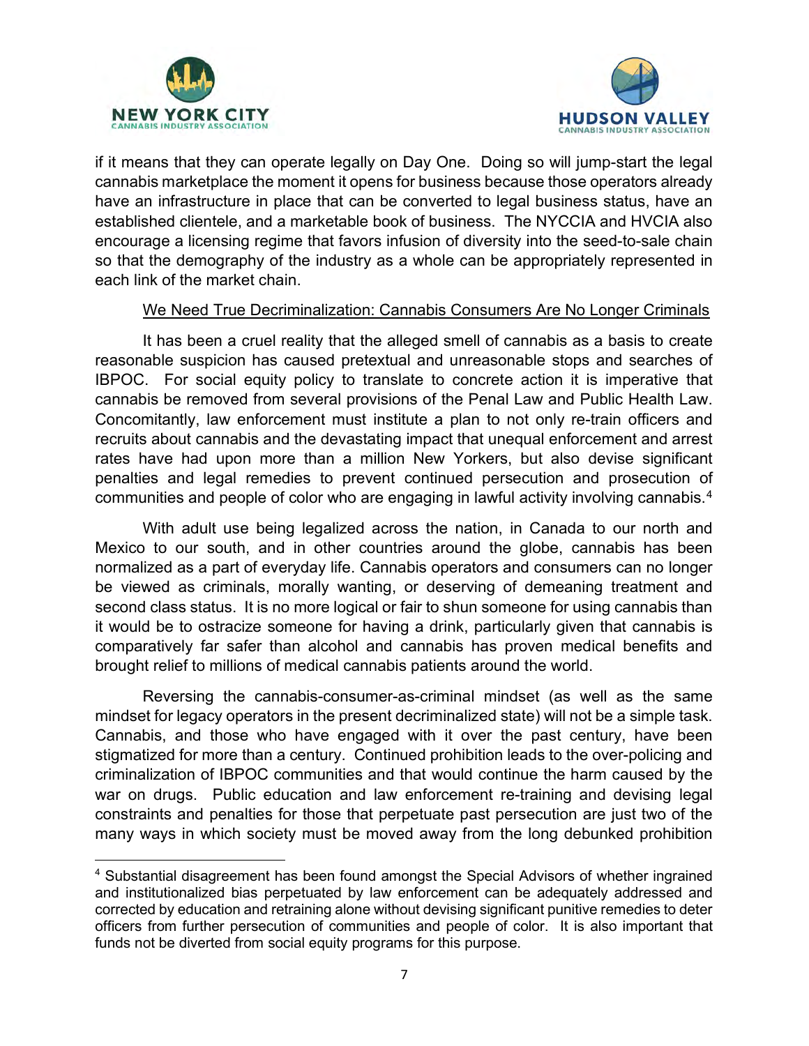if it means that they can operate legally on Day One. Doing so will jump-start the legal cannabis marketplace the moment it opens for business because those operators already have an infrastructure in place that can be converted to legal business status, have an established clientele, and a marketable book of business. The NYCCIA and HVCIA also encourage a licensing regime that favors infusion of diversity into the seed-to-sale chain so that the demography of the industry as a whole can be appropriately represented in each link of the market chain.

<u>We Need True Decriminalization: Cannabis Consumers Are No Longer Criminals</u>

It has been a cruel reality that the alleged smell of cannabis as a basis to create reasonable suspicion has caused pretextual and unreasonable stops and searches of IBPOC. For social equity policy to translate to concrete action it is imperative that cannabis be removed from several provisions of the Penal Law and Public Health Law. Concomitantly, law enforcement must institute a plan to not only re-train officers and recruits about cannabis and the devastating impact that unequal enforcement and arrest rates have had upon more than a million New Yorkers, but also devise significant penalties and legal remedies to prevent continued persecution and prosecution of communities and people of color who are engaging in lawful activity involving cannabis.[4]

With adult use being legalized across the nation, in Canada to our north and Mexico to our south, and in other countries around the globe, cannabis has been normalized as a part of everyday life. Cannabis operators and consumers can no longer be viewed as criminals, morally wanting, or deserving of demeaning treatment and second class status. It is no more logical or fair to shun someone for using cannabis than it would be to ostracize someone for having a drink, particularly given that cannabis is comparatively far safer than alcohol and cannabis has proven medical benefits and brought relief to millions of medical cannabis patients around the world.

Reversing the cannabis-consumer-as-criminal mindset (as well as the same mindset for legacy operators in the present decriminalized state) will not be a simple task. Cannabis, and those who have engaged with it over the past century, have been stigmatized for more than a century. Continued prohibition leads to the over-policing and criminalization of IBPOC communities and that would continue the harm caused by the war on drugs. Public education and law enforcement re-training and devising legal constraints and penalties for those that perpetuate past persecution are just two of the many ways in which society must be moved away from the long debunked prohibition

[4] Substantial disagreement has been found amongst the Special Advisors of whether ingrained and institutionalized bias perpetuated by law enforcement can be adequately addressed and corrected by education and retraining alone without devising significant punitive remedies to deter officers from further persecution of communities and people of color. It is also important that funds not be diverted from social equity programs for this purpose.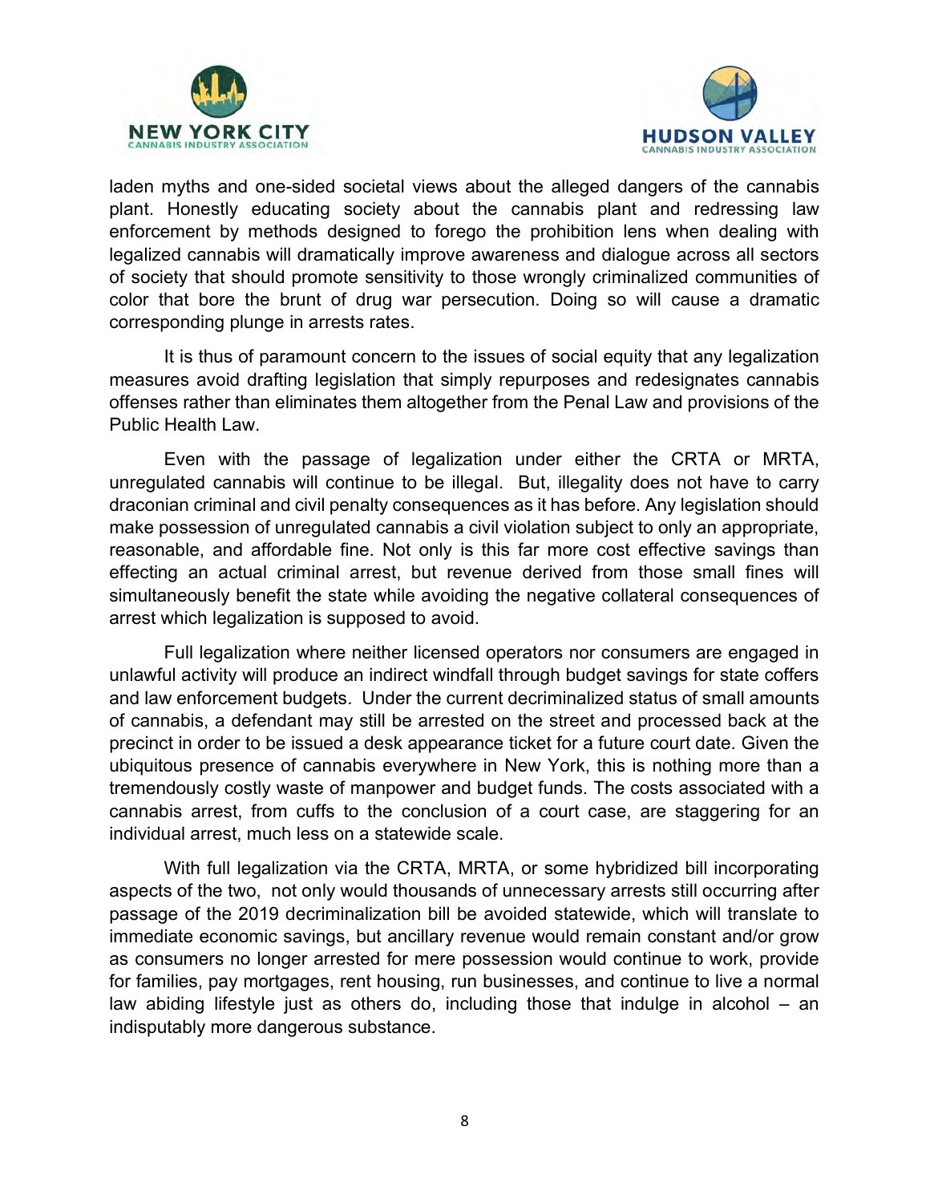laden myths and one-sided societal views about the alleged dangers of the cannabis plant. Honestly educating society about the cannabis plant and redressing law enforcement by methods designed to forego the prohibition lens when dealing with legalized cannabis will dramatically improve awareness and dialogue across all sectors of society that should promote sensitivity to those wrongly criminalized communities of color that bore the brunt of drug war persecution. Doing so will cause a dramatic corresponding plunge in arrests rates.

It is thus of paramount concern to the issues of social equity that any legalization measures avoid drafting legislation that simply repurposes and redesignates cannabis offenses rather than eliminates them altogether from the Penal Law and provisions of the Public Health Law.

Even with the passage of legalization under either the CRTA or MRTA, unregulated cannabis will continue to be illegal. But, illegality does not have to carry draconian criminal and civil penalty consequences as it has before. Any legislation should make possession of unregulated cannabis a civil violation subject to only an appropriate, reasonable, and affordable fine. Not only is this far more cost effective savings than effecting an actual criminal arrest, but revenue derived from those small fines will simultaneously benefit the state while avoiding the negative collateral consequences of arrest which legalization is supposed to avoid.

Full legalization where neither licensed operators nor consumers are engaged in unlawful activity will produce an indirect windfall through budget savings for state coffers and law enforcement budgets. Under the current decriminalized status of small amounts of cannabis, a defendant may still be arrested on the street and processed back at the precinct in order to be issued a desk appearance ticket for a future court date. Given the ubiquitous presence of cannabis everywhere in New York, this is nothing more than a tremendously costly waste of manpower and budget funds. The costs associated with a cannabis arrest, from cuffs to the conclusion of a court case, are staggering for an individual arrest, much less on a statewide scale.

With full legalization via the CRTA, MRTA, or some hybridized bill incorporating aspects of the two, not only would thousands of unnecessary arrests still occurring after passage of the 2019 decriminalization bill be avoided statewide, which will translate to immediate economic savings, but ancillary revenue would remain constant and/or grow as consumers no longer arrested for mere possession would continue to work, provide for families, pay mortgages, rent housing, run businesses, and continue to live a normal law abiding lifestyle just as others do, including those that indulge in alcohol – an indisputably more dangerous substance.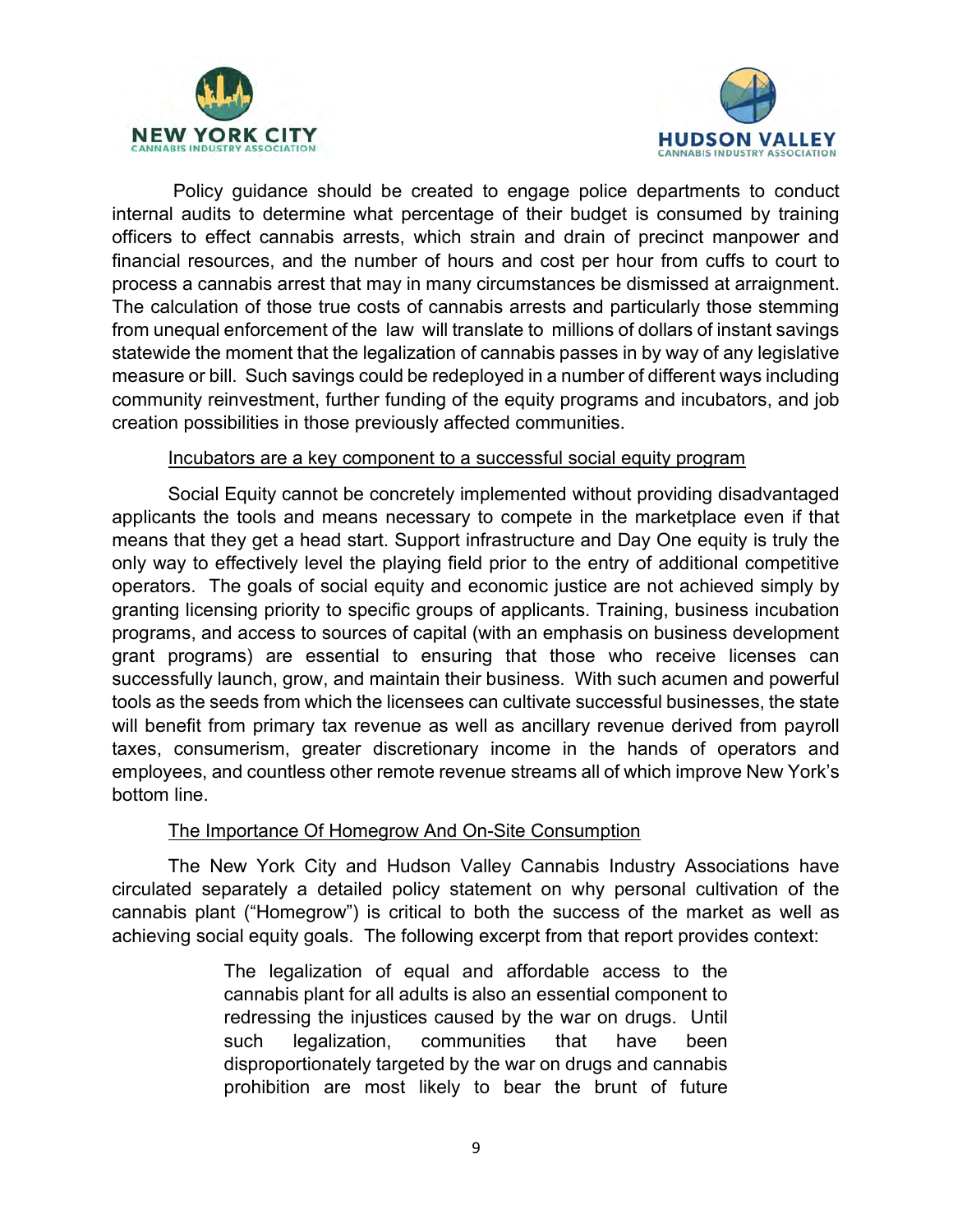Policy guidance should be created to engage police departments to conduct internal audits to determine what percentage of their budget is consumed by training officers to effect cannabis arrests, which strain and drain of precinct manpower and financial resources, and the number of hours and cost per hour from cuffs to court to process a cannabis arrest that may in many circumstances be dismissed at arraignment. The calculation of those true costs of cannabis arrests and particularly those stemming from unequal enforcement of the law will translate to millions of dollars of instant savings statewide the moment that the legalization of cannabis passes in by way of any legislative measure or bill. Such savings could be redeployed in a number of different ways including community reinvestment, further funding of the equity programs and incubators, and job creation possibilities in those previously affected communities.

<u>Incubators are a key component to a successful social equity program</u>

Social Equity cannot be concretely implemented without providing disadvantaged applicants the tools and means necessary to compete in the marketplace even if that means that they get a head start. Support infrastructure and Day One equity is truly the only way to effectively level the playing field prior to the entry of additional competitive operators. The goals of social equity and economic justice are not achieved simply by granting licensing priority to specific groups of applicants. Training, business incubation programs, and access to sources of capital (with an emphasis on business development grant programs) are essential to ensuring that those who receive licenses can successfully launch, grow, and maintain their business. With such acumen and powerful tools as the seeds from which the licensees can cultivate successful businesses, the state will benefit from primary tax revenue as well as ancillary revenue derived from payroll taxes, consumerism, greater discretionary income in the hands of operators and employees, and countless other remote revenue streams all of which improve New York's bottom line.

<u>The Importance Of Homegrow And On-Site Consumption</u>

The New York City and Hudson Valley Cannabis Industry Associations have circulated separately a detailed policy statement on why personal cultivation of the cannabis plant ("Homegrow") is critical to both the success of the market as well as achieving social equity goals. The following excerpt from that report provides context:

> The legalization of equal and affordable access to the cannabis plant for all adults is also an essential component to redressing the injustices caused by the war on drugs. Until such legalization, communities that have been disproportionately targeted by the war on drugs and cannabis prohibition are most likely to bear the brunt of future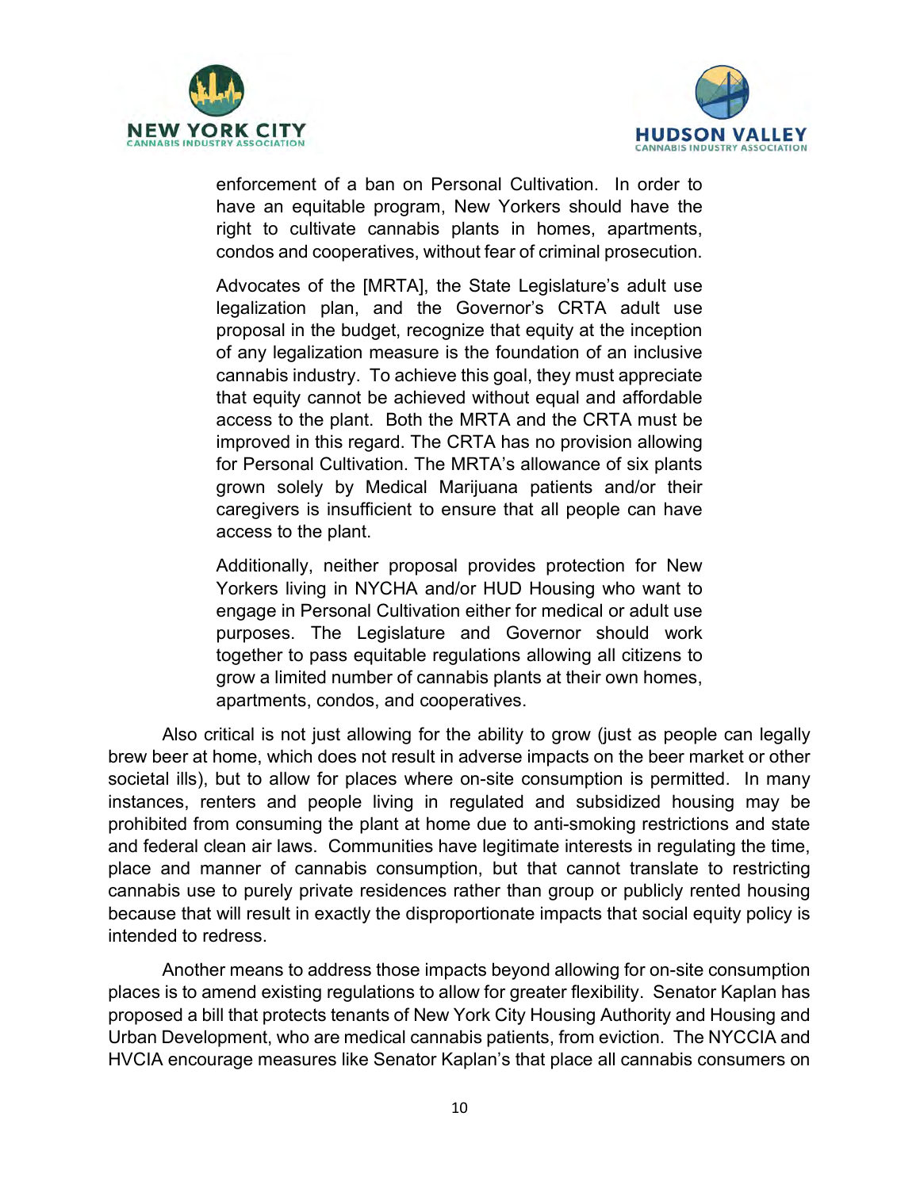> enforcement of a ban on Personal Cultivation. In order to have an equitable program, New Yorkers should have the right to cultivate cannabis plants in homes, apartments, condos and cooperatives, without fear of criminal prosecution.
>
> Advocates of the [MRTA], the State Legislature's adult use legalization plan, and the Governor's CRTA adult use proposal in the budget, recognize that equity at the inception of any legalization measure is the foundation of an inclusive cannabis industry. To achieve this goal, they must appreciate that equity cannot be achieved without equal and affordable access to the plant. Both the MRTA and the CRTA must be improved in this regard. The CRTA has no provision allowing for Personal Cultivation. The MRTA's allowance of six plants grown solely by Medical Marijuana patients and/or their caregivers is insufficient to ensure that all people can have access to the plant.
>
> Additionally, neither proposal provides protection for New Yorkers living in NYCHA and/or HUD Housing who want to engage in Personal Cultivation either for medical or adult use purposes. The Legislature and Governor should work together to pass equitable regulations allowing all citizens to grow a limited number of cannabis plants at their own homes, apartments, condos, and cooperatives.

Also critical is not just allowing for the ability to grow (just as people can legally brew beer at home, which does not result in adverse impacts on the beer market or other societal ills), but to allow for places where on-site consumption is permitted. In many instances, renters and people living in regulated and subsidized housing may be prohibited from consuming the plant at home due to anti-smoking restrictions and state and federal clean air laws. Communities have legitimate interests in regulating the time, place and manner of cannabis consumption, but that cannot translate to restricting cannabis use to purely private residences rather than group or publicly rented housing because that will result in exactly the disproportionate impacts that social equity policy is intended to redress.

Another means to address those impacts beyond allowing for on-site consumption places is to amend existing regulations to allow for greater flexibility. Senator Kaplan has proposed a bill that protects tenants of New York City Housing Authority and Housing and Urban Development, who are medical cannabis patients, from eviction. The NYCCIA and HVCIA encourage measures like Senator Kaplan's that place all cannabis consumers on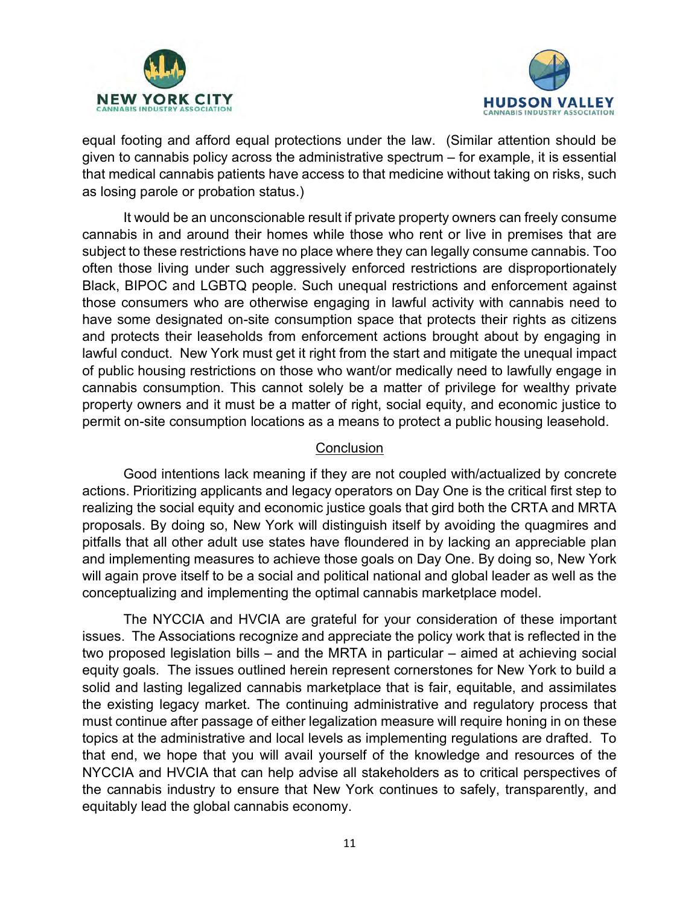equal footing and afford equal protections under the law. (Similar attention should be given to cannabis policy across the administrative spectrum – for example, it is essential that medical cannabis patients have access to that medicine without taking on risks, such as losing parole or probation status.)

It would be an unconscionable result if private property owners can freely consume cannabis in and around their homes while those who rent or live in premises that are subject to these restrictions have no place where they can legally consume cannabis. Too often those living under such aggressively enforced restrictions are disproportionately Black, BIPOC and LGBTQ people. Such unequal restrictions and enforcement against those consumers who are otherwise engaging in lawful activity with cannabis need to have some designated on-site consumption space that protects their rights as citizens and protects their leaseholds from enforcement actions brought about by engaging in lawful conduct. New York must get it right from the start and mitigate the unequal impact of public housing restrictions on those who want/or medically need to lawfully engage in cannabis consumption. This cannot solely be a matter of privilege for wealthy private property owners and it must be a matter of right, social equity, and economic justice to permit on-site consumption locations as a means to protect a public housing leasehold.

## Conclusion

Good intentions lack meaning if they are not coupled with/actualized by concrete actions. Prioritizing applicants and legacy operators on Day One is the critical first step to realizing the social equity and economic justice goals that gird both the CRTA and MRTA proposals. By doing so, New York will distinguish itself by avoiding the quagmires and pitfalls that all other adult use states have floundered in by lacking an appreciable plan and implementing measures to achieve those goals on Day One. By doing so, New York will again prove itself to be a social and political national and global leader as well as the conceptualizing and implementing the optimal cannabis marketplace model.

The NYCCIA and HVCIA are grateful for your consideration of these important issues. The Associations recognize and appreciate the policy work that is reflected in the two proposed legislation bills – and the MRTA in particular – aimed at achieving social equity goals. The issues outlined herein represent cornerstones for New York to build a solid and lasting legalized cannabis marketplace that is fair, equitable, and assimilates the existing legacy market. The continuing administrative and regulatory process that must continue after passage of either legalization measure will require honing in on these topics at the administrative and local levels as implementing regulations are drafted. To that end, we hope that you will avail yourself of the knowledge and resources of the NYCCIA and HVCIA that can help advise all stakeholders as to critical perspectives of the cannabis industry to ensure that New York continues to safely, transparently, and equitably lead the global cannabis economy.